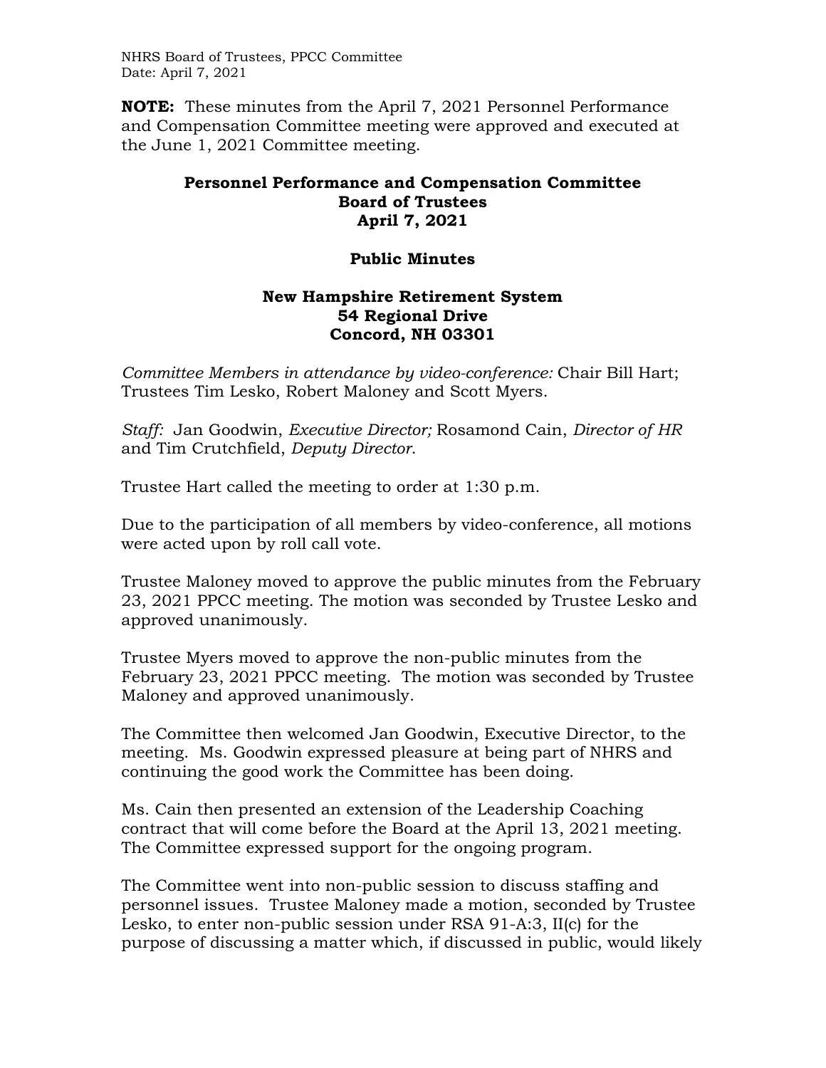**NOTE:** These minutes from the April 7, 2021 Personnel Performance and Compensation Committee meeting were approved and executed at the June 1, 2021 Committee meeting.

# Personnel Performance and Compensation Committee
## Board of Trustees
## April 7, 2021

## Public Minutes

### New Hampshire Retirement System
### 54 Regional Drive
### Concord, NH 03301

*Committee Members in attendance by video-conference:* Chair Bill Hart; Trustees Tim Lesko, Robert Maloney and Scott Myers.

*Staff:* Jan Goodwin, *Executive Director;* Rosamond Cain, *Director of HR* and Tim Crutchfield, *Deputy Director*.

Trustee Hart called the meeting to order at 1:30 p.m.

Due to the participation of all members by video-conference, all motions were acted upon by roll call vote.

Trustee Maloney moved to approve the public minutes from the February 23, 2021 PPCC meeting. The motion was seconded by Trustee Lesko and approved unanimously.

Trustee Myers moved to approve the non-public minutes from the February 23, 2021 PPCC meeting. The motion was seconded by Trustee Maloney and approved unanimously.

The Committee then welcomed Jan Goodwin, Executive Director, to the meeting. Ms. Goodwin expressed pleasure at being part of NHRS and continuing the good work the Committee has been doing.

Ms. Cain then presented an extension of the Leadership Coaching contract that will come before the Board at the April 13, 2021 meeting. The Committee expressed support for the ongoing program.

The Committee went into non-public session to discuss staffing and personnel issues. Trustee Maloney made a motion, seconded by Trustee Lesko, to enter non-public session under RSA 91-A:3, II(c) for the purpose of discussing a matter which, if discussed in public, would likely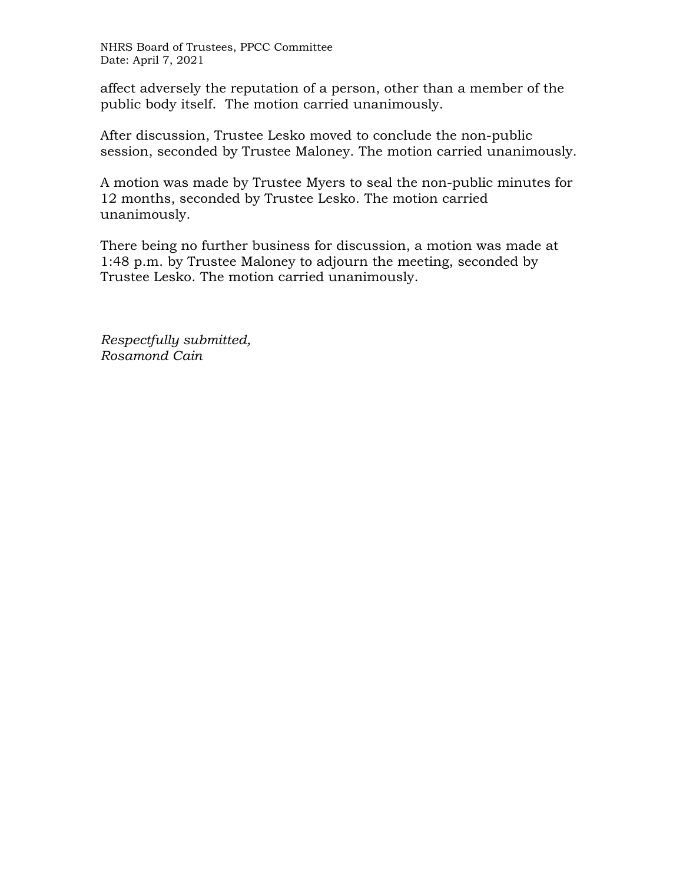affect adversely the reputation of a person, other than a member of the public body itself. The motion carried unanimously.

After discussion, Trustee Lesko moved to conclude the non-public session, seconded by Trustee Maloney. The motion carried unanimously.

A motion was made by Trustee Myers to seal the non-public minutes for 12 months, seconded by Trustee Lesko. The motion carried unanimously.

There being no further business for discussion, a motion was made at 1:48 p.m. by Trustee Maloney to adjourn the meeting, seconded by Trustee Lesko. The motion carried unanimously.

*Respectfully submitted,*
*Rosamond Cain*